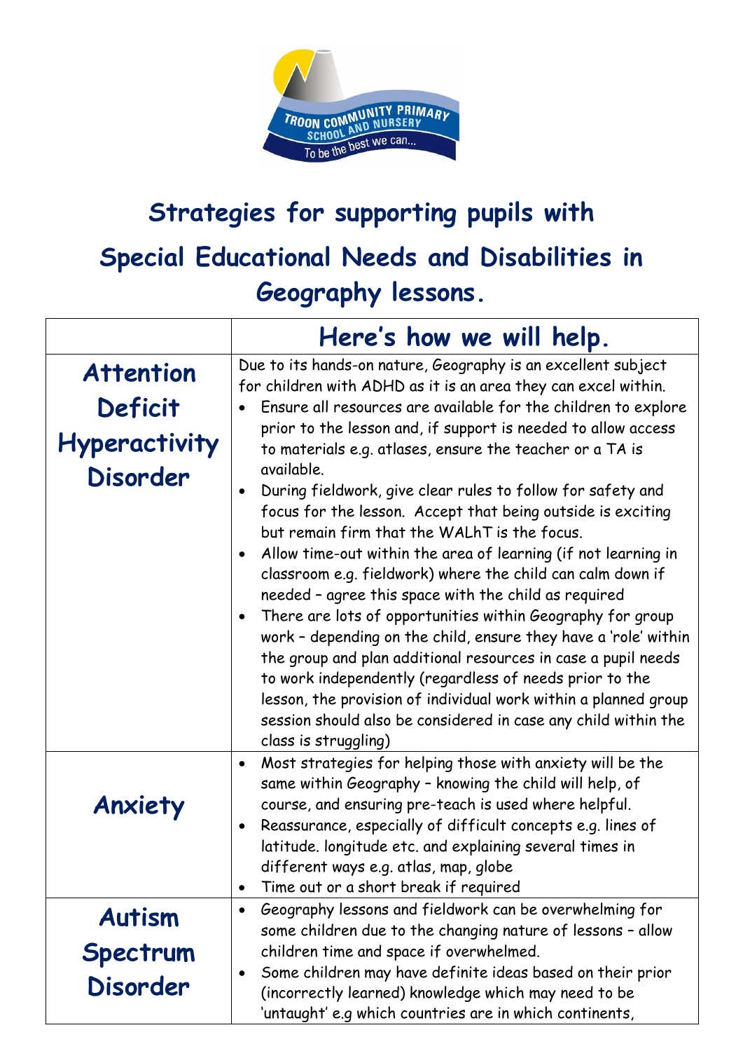# Strategies for supporting pupils with Special Educational Needs and Disabilities in Geography lessons.

| | Here's how we will help. |
|---|---|
| Attention Deficit Hyperactivity Disorder | Due to its hands-on nature, Geography is an excellent subject for children with ADHD as it is an area they can excel within.<br>• Ensure all resources are available for the children to explore prior to the lesson and, if support is needed to allow access to materials e.g. atlases, ensure the teacher or a TA is available.<br>• During fieldwork, give clear rules to follow for safety and focus for the lesson. Accept that being outside is exciting but remain firm that the WALhT is the focus.<br>• Allow time-out within the area of learning (if not learning in classroom e.g. fieldwork) where the child can calm down if needed – agree this space with the child as required<br>• There are lots of opportunities within Geography for group work – depending on the child, ensure they have a 'role' within the group and plan additional resources in case a pupil needs to work independently (regardless of needs prior to the lesson, the provision of individual work within a planned group session should also be considered in case any child within the class is struggling) |
| Anxiety | • Most strategies for helping those with anxiety will be the same within Geography – knowing the child will help, of course, and ensuring pre-teach is used where helpful.<br>• Reassurance, especially of difficult concepts e.g. lines of latitude. longitude etc. and explaining several times in different ways e.g. atlas, map, globe<br>• Time out or a short break if required |
| Autism Spectrum Disorder | • Geography lessons and fieldwork can be overwhelming for some children due to the changing nature of lessons – allow children time and space if overwhelmed.<br>• Some children may have definite ideas based on their prior (incorrectly learned) knowledge which may need to be 'untaught' e.g which countries are in which continents, |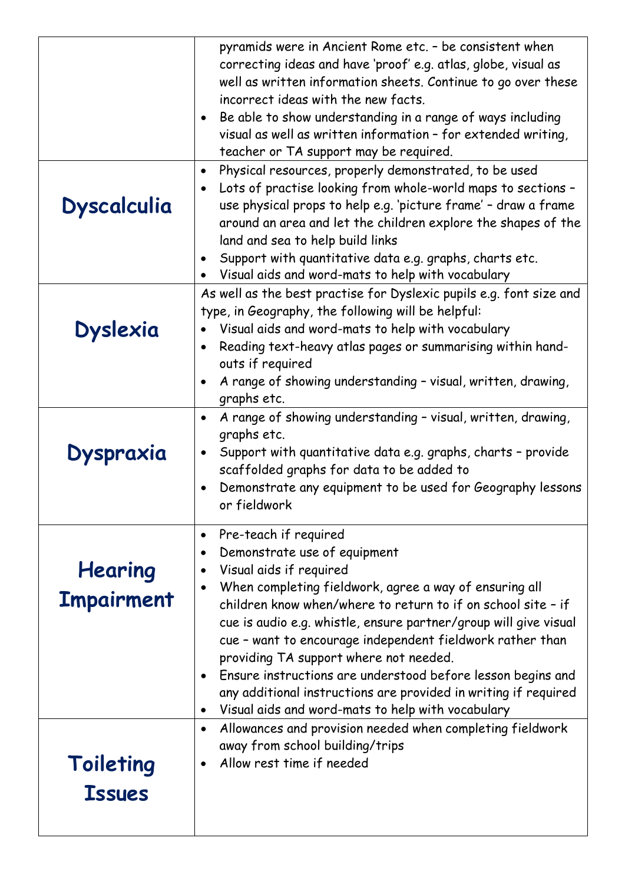| | |
|---|---|
| | pyramids were in Ancient Rome etc. – be consistent when correcting ideas and have 'proof' e.g. atlas, globe, visual as well as written information sheets. Continue to go over these incorrect ideas with the new facts.<br>• Be able to show understanding in a range of ways including visual as well as written information – for extended writing, teacher or TA support may be required. |
| **Dyscalculia** | • Physical resources, properly demonstrated, to be used<br>• Lots of practise looking from whole-world maps to sections – use physical props to help e.g. 'picture frame' – draw a frame around an area and let the children explore the shapes of the land and sea to help build links<br>• Support with quantitative data e.g. graphs, charts etc.<br>• Visual aids and word-mats to help with vocabulary |
| **Dyslexia** | As well as the best practise for Dyslexic pupils e.g. font size and type, in Geography, the following will be helpful:<br>• Visual aids and word-mats to help with vocabulary<br>• Reading text-heavy atlas pages or summarising within hand-outs if required<br>• A range of showing understanding – visual, written, drawing, graphs etc. |
| **Dyspraxia** | • A range of showing understanding – visual, written, drawing, graphs etc.<br>• Support with quantitative data e.g. graphs, charts – provide scaffolded graphs for data to be added to<br>• Demonstrate any equipment to be used for Geography lessons or fieldwork |
| **Hearing Impairment** | • Pre-teach if required<br>• Demonstrate use of equipment<br>• Visual aids if required<br>• When completing fieldwork, agree a way of ensuring all children know when/where to return to if on school site – if cue is audio e.g. whistle, ensure partner/group will give visual cue – want to encourage independent fieldwork rather than providing TA support where not needed.<br>• Ensure instructions are understood before lesson begins and any additional instructions are provided in writing if required<br>• Visual aids and word-mats to help with vocabulary |
| **Toileting Issues** | • Allowances and provision needed when completing fieldwork away from school building/trips<br>• Allow rest time if needed |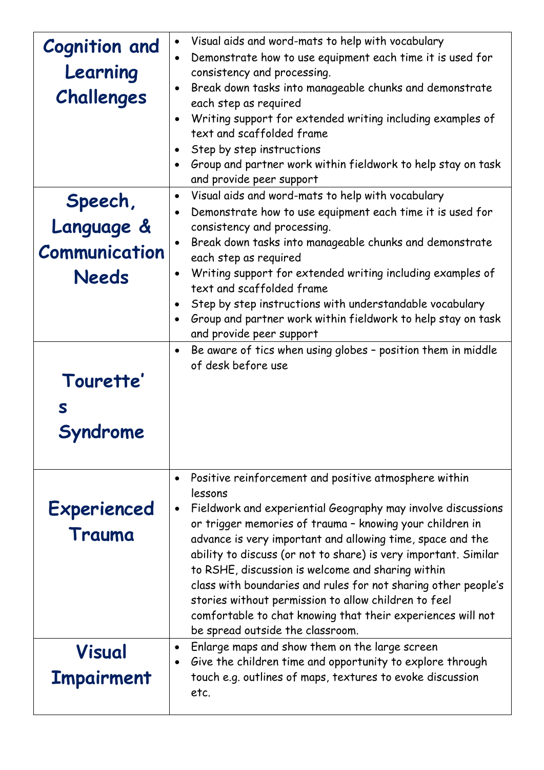| | |
|---|---|
| **Cognition and Learning Challenges** | • Visual aids and word-mats to help with vocabulary<br>• Demonstrate how to use equipment each time it is used for consistency and processing.<br>• Break down tasks into manageable chunks and demonstrate each step as required<br>• Writing support for extended writing including examples of text and scaffolded frame<br>• Step by step instructions<br>• Group and partner work within fieldwork to help stay on task and provide peer support |
| **Speech, Language & Communication Needs** | • Visual aids and word-mats to help with vocabulary<br>• Demonstrate how to use equipment each time it is used for consistency and processing.<br>• Break down tasks into manageable chunks and demonstrate each step as required<br>• Writing support for extended writing including examples of text and scaffolded frame<br>• Step by step instructions with understandable vocabulary<br>• Group and partner work within fieldwork to help stay on task and provide peer support |
| **Tourette's Syndrome** | • Be aware of tics when using globes – position them in middle of desk before use |
| **Experienced Trauma** | • Positive reinforcement and positive atmosphere within lessons<br>• Fieldwork and experiential Geography may involve discussions or trigger memories of trauma – knowing your children in advance is very important and allowing time, space and the ability to discuss (or not to share) is very important. Similar to RSHE, discussion is welcome and sharing within class with boundaries and rules for not sharing other people's stories without permission to allow children to feel comfortable to chat knowing that their experiences will not be spread outside the classroom. |
| **Visual Impairment** | • Enlarge maps and show them on the large screen<br>• Give the children time and opportunity to explore through touch e.g. outlines of maps, textures to evoke discussion etc. |